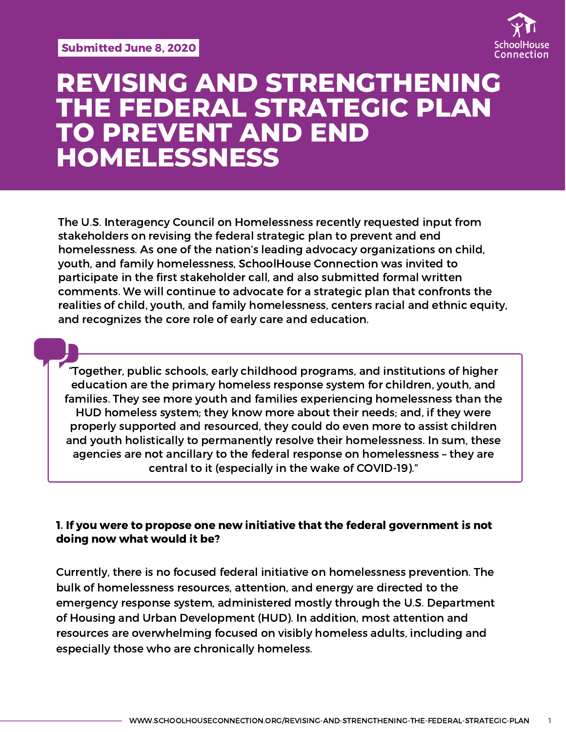**Submitted June 8, 2020**

SchoolHouse Connection

# REVISING AND STRENGTHENING THE FEDERAL STRATEGIC PLAN TO PREVENT AND END HOMELESSNESS

The U.S. Interagency Council on Homelessness recently requested input from stakeholders on revising the federal strategic plan to prevent and end homelessness. As one of the nation's leading advocacy organizations on child, youth, and family homelessness, SchoolHouse Connection was invited to participate in the first stakeholder call, and also submitted formal written comments. We will continue to advocate for a strategic plan that confronts the realities of child, youth, and family homelessness, centers racial and ethnic equity, and recognizes the core role of early care and education.

> "Together, public schools, early childhood programs, and institutions of higher education are the primary homeless response system for children, youth, and families. They see more youth and families experiencing homelessness than the HUD homeless system; they know more about their needs; and, if they were properly supported and resourced, they could do even more to assist children and youth holistically to permanently resolve their homelessness. In sum, these agencies are not ancillary to the federal response on homelessness – they are central to it (especially in the wake of COVID-19)."

**1. If you were to propose one new initiative that the federal government is not doing now what would it be?**

Currently, there is no focused federal initiative on homelessness prevention. The bulk of homelessness resources, attention, and energy are directed to the emergency response system, administered mostly through the U.S. Department of Housing and Urban Development (HUD). In addition, most attention and resources are overwhelming focused on visibly homeless adults, including and especially those who are chronically homeless.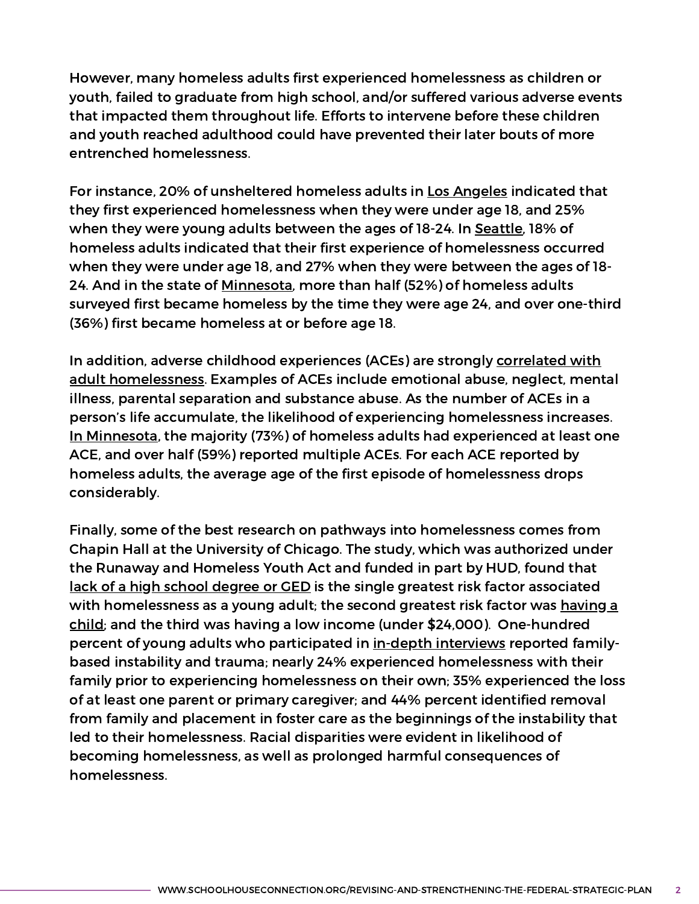However, many homeless adults first experienced homelessness as children or youth, failed to graduate from high school, and/or suffered various adverse events that impacted them throughout life. Efforts to intervene before these children and youth reached adulthood could have prevented their later bouts of more entrenched homelessness.

For instance, 20% of unsheltered homeless adults in Los Angeles indicated that they first experienced homelessness when they were under age 18, and 25% when they were young adults between the ages of 18-24. In Seattle, 18% of homeless adults indicated that their first experience of homelessness occurred when they were under age 18, and 27% when they were between the ages of 18-24. And in the state of Minnesota, more than half (52%) of homeless adults surveyed first became homeless by the time they were age 24, and over one-third (36%) first became homeless at or before age 18.

In addition, adverse childhood experiences (ACEs) are strongly correlated with adult homelessness. Examples of ACEs include emotional abuse, neglect, mental illness, parental separation and substance abuse. As the number of ACEs in a person's life accumulate, the likelihood of experiencing homelessness increases. In Minnesota, the majority (73%) of homeless adults had experienced at least one ACE, and over half (59%) reported multiple ACEs. For each ACE reported by homeless adults, the average age of the first episode of homelessness drops considerably.

Finally, some of the best research on pathways into homelessness comes from Chapin Hall at the University of Chicago. The study, which was authorized under the Runaway and Homeless Youth Act and funded in part by HUD, found that lack of a high school degree or GED is the single greatest risk factor associated with homelessness as a young adult; the second greatest risk factor was having a child; and the third was having a low income (under $24,000). One-hundred percent of young adults who participated in in-depth interviews reported family-based instability and trauma; nearly 24% experienced homelessness with their family prior to experiencing homelessness on their own; 35% experienced the loss of at least one parent or primary caregiver; and 44% percent identified removal from family and placement in foster care as the beginnings of the instability that led to their homelessness. Racial disparities were evident in likelihood of becoming homelessness, as well as prolonged harmful consequences of homelessness.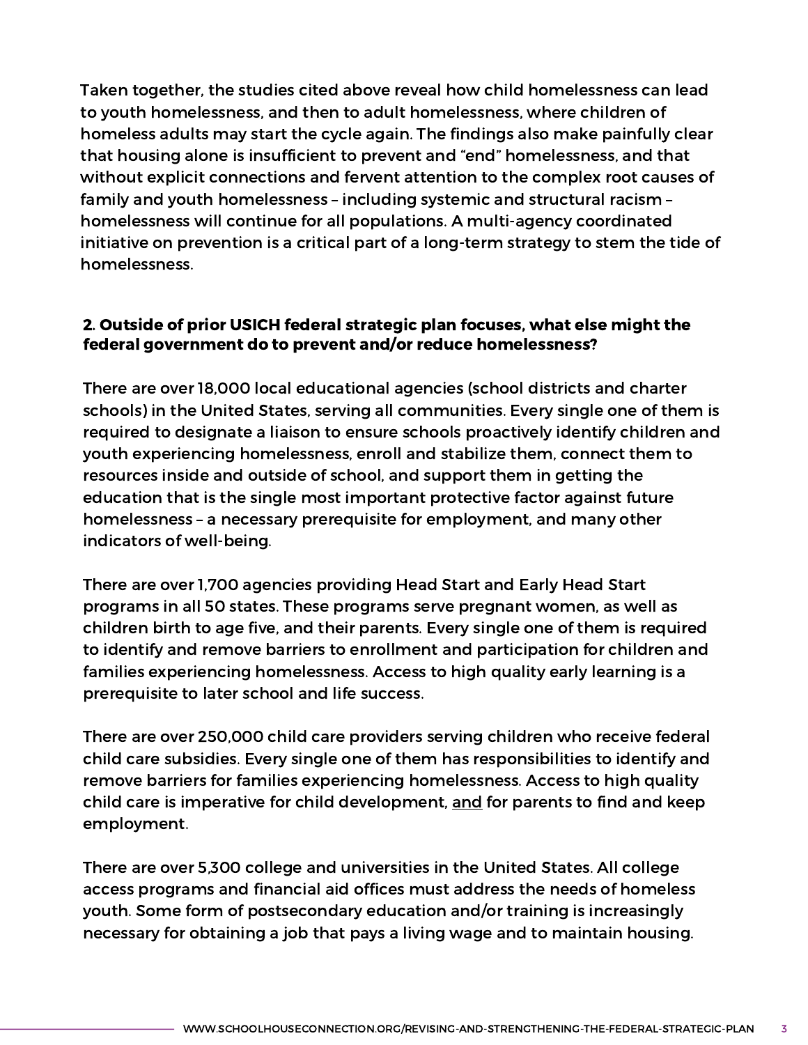Taken together, the studies cited above reveal how child homelessness can lead to youth homelessness, and then to adult homelessness, where children of homeless adults may start the cycle again. The findings also make painfully clear that housing alone is insufficient to prevent and "end" homelessness, and that without explicit connections and fervent attention to the complex root causes of family and youth homelessness – including systemic and structural racism – homelessness will continue for all populations. A multi-agency coordinated initiative on prevention is a critical part of a long-term strategy to stem the tide of homelessness.

**2. Outside of prior USICH federal strategic plan focuses, what else might the federal government do to prevent and/or reduce homelessness?**

There are over 18,000 local educational agencies (school districts and charter schools) in the United States, serving all communities. Every single one of them is required to designate a liaison to ensure schools proactively identify children and youth experiencing homelessness, enroll and stabilize them, connect them to resources inside and outside of school, and support them in getting the education that is the single most important protective factor against future homelessness – a necessary prerequisite for employment, and many other indicators of well-being.

There are over 1,700 agencies providing Head Start and Early Head Start programs in all 50 states. These programs serve pregnant women, as well as children birth to age five, and their parents. Every single one of them is required to identify and remove barriers to enrollment and participation for children and families experiencing homelessness. Access to high quality early learning is a prerequisite to later school and life success.

There are over 250,000 child care providers serving children who receive federal child care subsidies. Every single one of them has responsibilities to identify and remove barriers for families experiencing homelessness. Access to high quality child care is imperative for child development, <u>and</u> for parents to find and keep employment.

There are over 5,300 college and universities in the United States. All college access programs and financial aid offices must address the needs of homeless youth. Some form of postsecondary education and/or training is increasingly necessary for obtaining a job that pays a living wage and to maintain housing.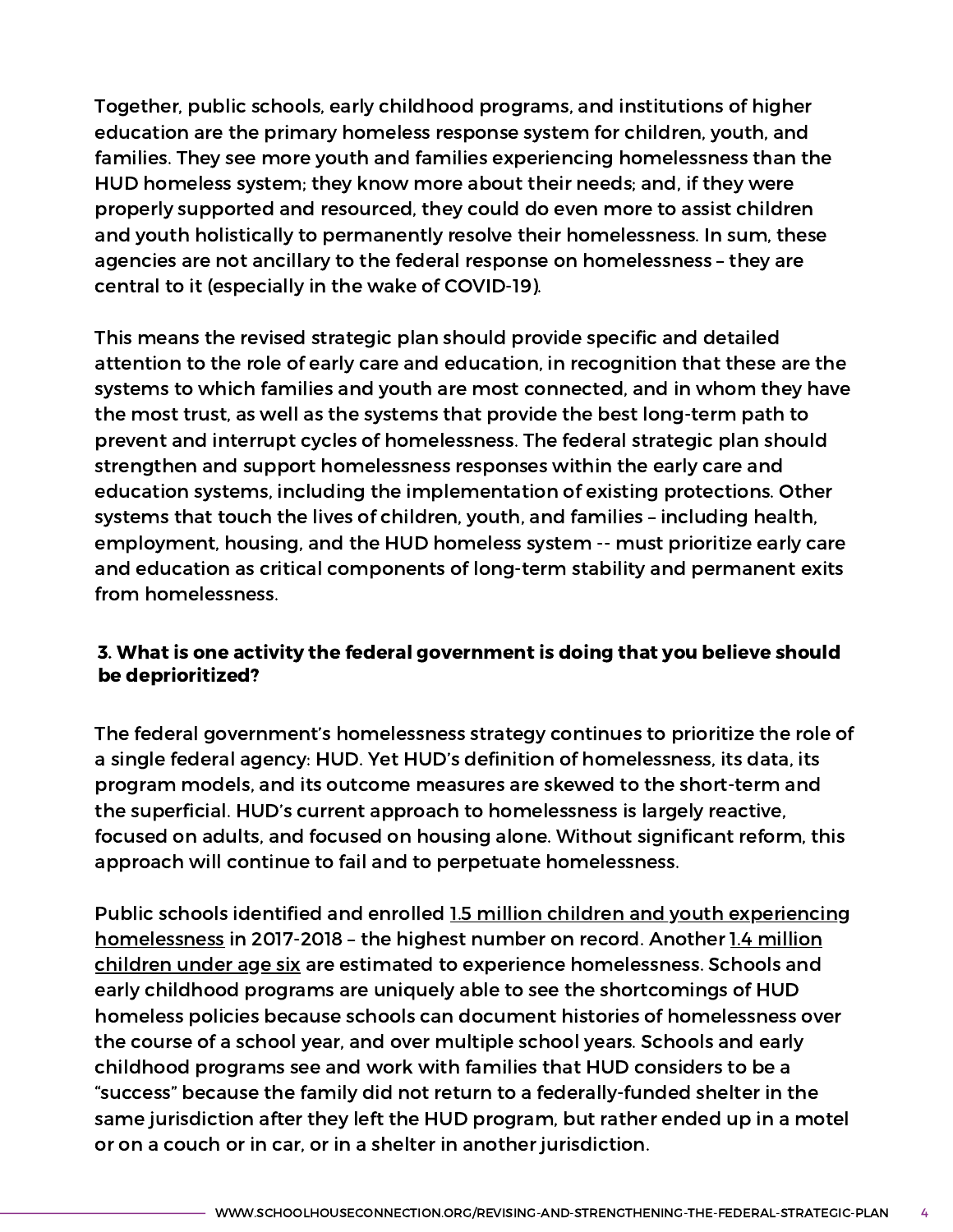Together, public schools, early childhood programs, and institutions of higher education are the primary homeless response system for children, youth, and families. They see more youth and families experiencing homelessness than the HUD homeless system; they know more about their needs; and, if they were properly supported and resourced, they could do even more to assist children and youth holistically to permanently resolve their homelessness. In sum, these agencies are not ancillary to the federal response on homelessness – they are central to it (especially in the wake of COVID-19).

This means the revised strategic plan should provide specific and detailed attention to the role of early care and education, in recognition that these are the systems to which families and youth are most connected, and in whom they have the most trust, as well as the systems that provide the best long-term path to prevent and interrupt cycles of homelessness. The federal strategic plan should strengthen and support homelessness responses within the early care and education systems, including the implementation of existing protections. Other systems that touch the lives of children, youth, and families – including health, employment, housing, and the HUD homeless system -- must prioritize early care and education as critical components of long-term stability and permanent exits from homelessness.

**3. What is one activity the federal government is doing that you believe should be deprioritized?**

The federal government's homelessness strategy continues to prioritize the role of a single federal agency: HUD. Yet HUD's definition of homelessness, its data, its program models, and its outcome measures are skewed to the short-term and the superficial. HUD's current approach to homelessness is largely reactive, focused on adults, and focused on housing alone. Without significant reform, this approach will continue to fail and to perpetuate homelessness.

Public schools identified and enrolled 1.5 million children and youth experiencing homelessness in 2017-2018 – the highest number on record. Another 1.4 million children under age six are estimated to experience homelessness. Schools and early childhood programs are uniquely able to see the shortcomings of HUD homeless policies because schools can document histories of homelessness over the course of a school year, and over multiple school years. Schools and early childhood programs see and work with families that HUD considers to be a "success" because the family did not return to a federally-funded shelter in the same jurisdiction after they left the HUD program, but rather ended up in a motel or on a couch or in car, or in a shelter in another jurisdiction.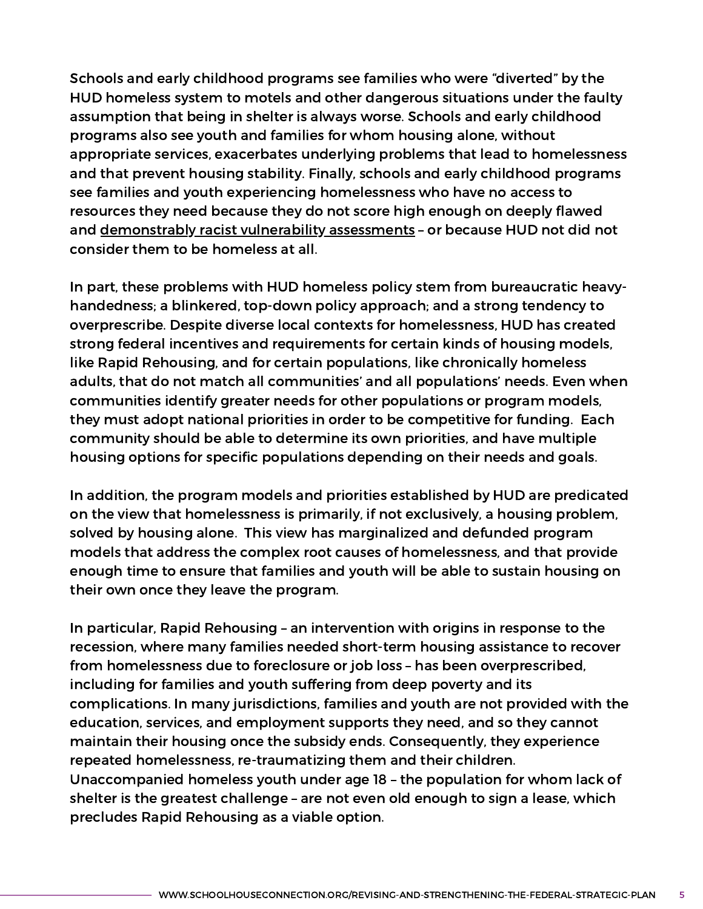Schools and early childhood programs see families who were "diverted" by the HUD homeless system to motels and other dangerous situations under the faulty assumption that being in shelter is always worse. Schools and early childhood programs also see youth and families for whom housing alone, without appropriate services, exacerbates underlying problems that lead to homelessness and that prevent housing stability. Finally, schools and early childhood programs see families and youth experiencing homelessness who have no access to resources they need because they do not score high enough on deeply flawed and demonstrably racist vulnerability assessments – or because HUD not did not consider them to be homeless at all.

In part, these problems with HUD homeless policy stem from bureaucratic heavy-handedness; a blinkered, top-down policy approach; and a strong tendency to overprescribe. Despite diverse local contexts for homelessness, HUD has created strong federal incentives and requirements for certain kinds of housing models, like Rapid Rehousing, and for certain populations, like chronically homeless adults, that do not match all communities' and all populations' needs. Even when communities identify greater needs for other populations or program models, they must adopt national priorities in order to be competitive for funding. Each community should be able to determine its own priorities, and have multiple housing options for specific populations depending on their needs and goals.

In addition, the program models and priorities established by HUD are predicated on the view that homelessness is primarily, if not exclusively, a housing problem, solved by housing alone. This view has marginalized and defunded program models that address the complex root causes of homelessness, and that provide enough time to ensure that families and youth will be able to sustain housing on their own once they leave the program.

In particular, Rapid Rehousing – an intervention with origins in response to the recession, where many families needed short-term housing assistance to recover from homelessness due to foreclosure or job loss – has been overprescribed, including for families and youth suffering from deep poverty and its complications. In many jurisdictions, families and youth are not provided with the education, services, and employment supports they need, and so they cannot maintain their housing once the subsidy ends. Consequently, they experience repeated homelessness, re-traumatizing them and their children. Unaccompanied homeless youth under age 18 – the population for whom lack of shelter is the greatest challenge – are not even old enough to sign a lease, which precludes Rapid Rehousing as a viable option.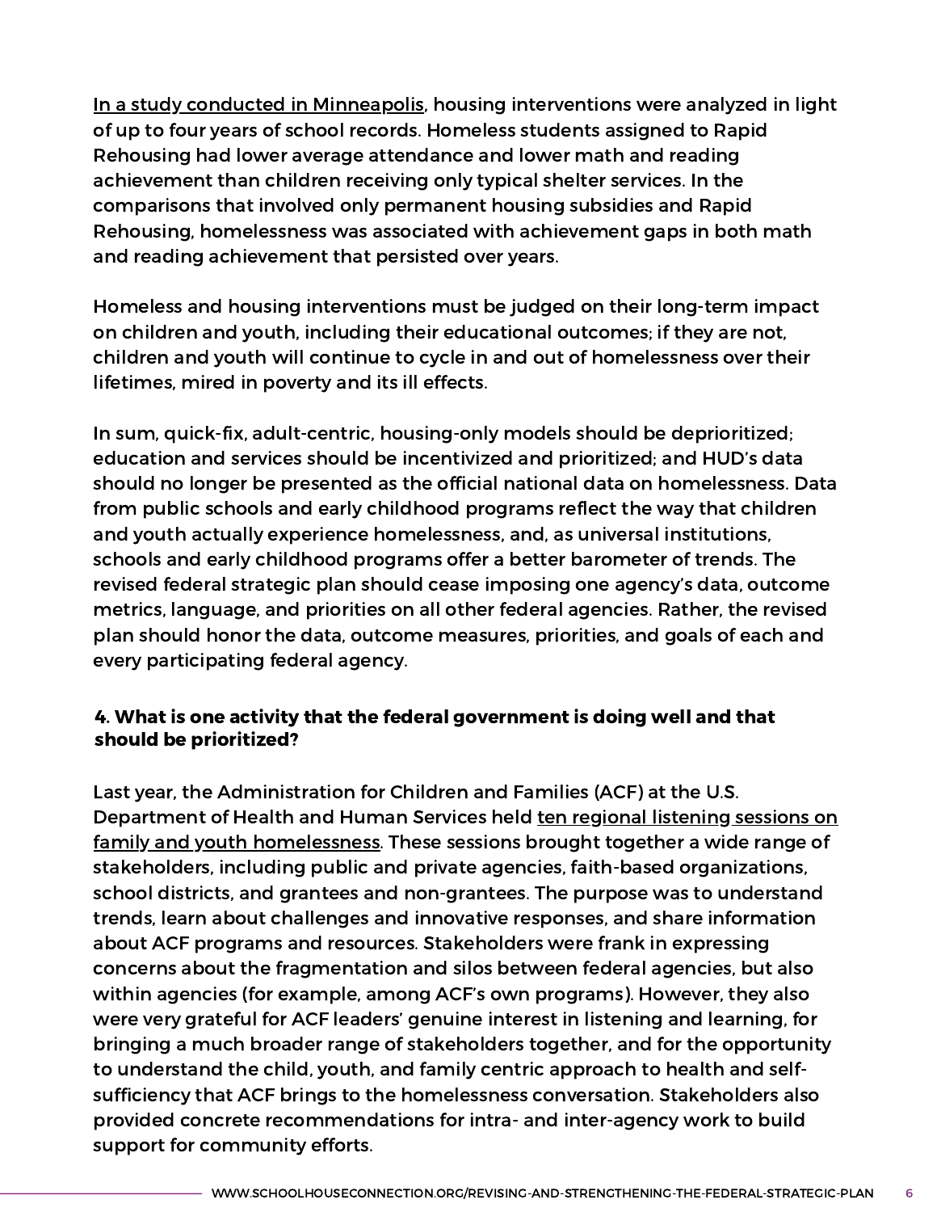In a study conducted in Minneapolis, housing interventions were analyzed in light of up to four years of school records. Homeless students assigned to Rapid Rehousing had lower average attendance and lower math and reading achievement than children receiving only typical shelter services. In the comparisons that involved only permanent housing subsidies and Rapid Rehousing, homelessness was associated with achievement gaps in both math and reading achievement that persisted over years.

Homeless and housing interventions must be judged on their long-term impact on children and youth, including their educational outcomes; if they are not, children and youth will continue to cycle in and out of homelessness over their lifetimes, mired in poverty and its ill effects.

In sum, quick-fix, adult-centric, housing-only models should be deprioritized; education and services should be incentivized and prioritized; and HUD's data should no longer be presented as the official national data on homelessness. Data from public schools and early childhood programs reflect the way that children and youth actually experience homelessness, and, as universal institutions, schools and early childhood programs offer a better barometer of trends. The revised federal strategic plan should cease imposing one agency's data, outcome metrics, language, and priorities on all other federal agencies. Rather, the revised plan should honor the data, outcome measures, priorities, and goals of each and every participating federal agency.

**4. What is one activity that the federal government is doing well and that should be prioritized?**

Last year, the Administration for Children and Families (ACF) at the U.S. Department of Health and Human Services held ten regional listening sessions on family and youth homelessness. These sessions brought together a wide range of stakeholders, including public and private agencies, faith-based organizations, school districts, and grantees and non-grantees. The purpose was to understand trends, learn about challenges and innovative responses, and share information about ACF programs and resources. Stakeholders were frank in expressing concerns about the fragmentation and silos between federal agencies, but also within agencies (for example, among ACF's own programs). However, they also were very grateful for ACF leaders' genuine interest in listening and learning, for bringing a much broader range of stakeholders together, and for the opportunity to understand the child, youth, and family centric approach to health and self-sufficiency that ACF brings to the homelessness conversation. Stakeholders also provided concrete recommendations for intra- and inter-agency work to build support for community efforts.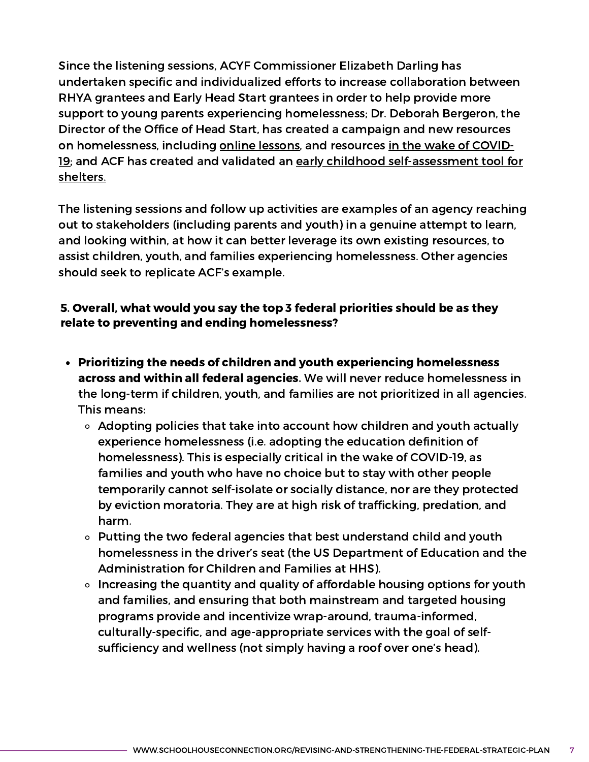Since the listening sessions, ACYF Commissioner Elizabeth Darling has undertaken specific and individualized efforts to increase collaboration between RHYA grantees and Early Head Start grantees in order to help provide more support to young parents experiencing homelessness; Dr. Deborah Bergeron, the Director of the Office of Head Start, has created a campaign and new resources on homelessness, including online lessons, and resources in the wake of COVID-19; and ACF has created and validated an early childhood self-assessment tool for shelters.

The listening sessions and follow up activities are examples of an agency reaching out to stakeholders (including parents and youth) in a genuine attempt to learn, and looking within, at how it can better leverage its own existing resources, to assist children, youth, and families experiencing homelessness. Other agencies should seek to replicate ACF's example.

**5. Overall, what would you say the top 3 federal priorities should be as they relate to preventing and ending homelessness?**

- **Prioritizing the needs of children and youth experiencing homelessness across and within all federal agencies.** We will never reduce homelessness in the long-term if children, youth, and families are not prioritized in all agencies. This means:
  - Adopting policies that take into account how children and youth actually experience homelessness (i.e. adopting the education definition of homelessness). This is especially critical in the wake of COVID-19, as families and youth who have no choice but to stay with other people temporarily cannot self-isolate or socially distance, nor are they protected by eviction moratoria. They are at high risk of trafficking, predation, and harm.
  - Putting the two federal agencies that best understand child and youth homelessness in the driver's seat (the US Department of Education and the Administration for Children and Families at HHS).
  - Increasing the quantity and quality of affordable housing options for youth and families, and ensuring that both mainstream and targeted housing programs provide and incentivize wrap-around, trauma-informed, culturally-specific, and age-appropriate services with the goal of self-sufficiency and wellness (not simply having a roof over one's head).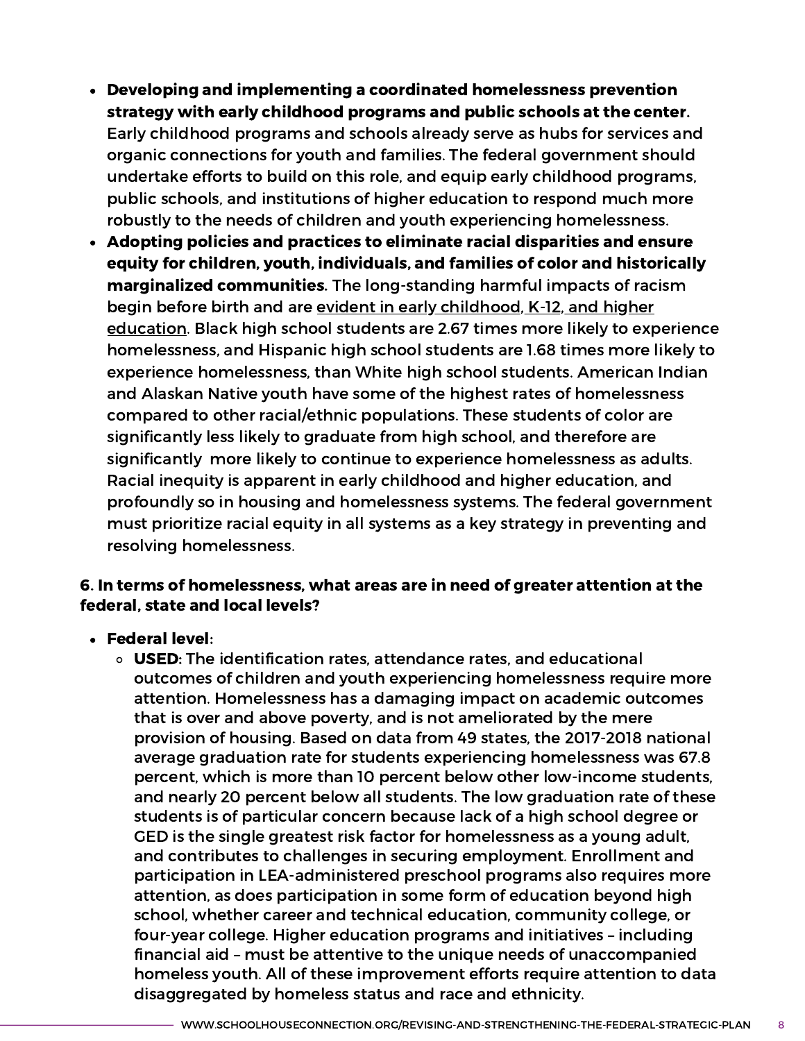- **Developing and implementing a coordinated homelessness prevention strategy with early childhood programs and public schools at the center.** Early childhood programs and schools already serve as hubs for services and organic connections for youth and families. The federal government should undertake efforts to build on this role, and equip early childhood programs, public schools, and institutions of higher education to respond much more robustly to the needs of children and youth experiencing homelessness.
- **Adopting policies and practices to eliminate racial disparities and ensure equity for children, youth, individuals, and families of color and historically marginalized communities**. The long-standing harmful impacts of racism begin before birth and are evident in early childhood, K-12, and higher education. Black high school students are 2.67 times more likely to experience homelessness, and Hispanic high school students are 1.68 times more likely to experience homelessness, than White high school students. American Indian and Alaskan Native youth have some of the highest rates of homelessness compared to other racial/ethnic populations. These students of color are significantly less likely to graduate from high school, and therefore are significantly more likely to continue to experience homelessness as adults. Racial inequity is apparent in early childhood and higher education, and profoundly so in housing and homelessness systems. The federal government must prioritize racial equity in all systems as a key strategy in preventing and resolving homelessness.

**6. In terms of homelessness, what areas are in need of greater attention at the federal, state and local levels?**

- **Federal level**:
  - **USED:** The identification rates, attendance rates, and educational outcomes of children and youth experiencing homelessness require more attention. Homelessness has a damaging impact on academic outcomes that is over and above poverty, and is not ameliorated by the mere provision of housing. Based on data from 49 states, the 2017-2018 national average graduation rate for students experiencing homelessness was 67.8 percent, which is more than 10 percent below other low-income students, and nearly 20 percent below all students. The low graduation rate of these students is of particular concern because lack of a high school degree or GED is the single greatest risk factor for homelessness as a young adult, and contributes to challenges in securing employment. Enrollment and participation in LEA-administered preschool programs also requires more attention, as does participation in some form of education beyond high school, whether career and technical education, community college, or four-year college. Higher education programs and initiatives – including financial aid – must be attentive to the unique needs of unaccompanied homeless youth. All of these improvement efforts require attention to data disaggregated by homeless status and race and ethnicity.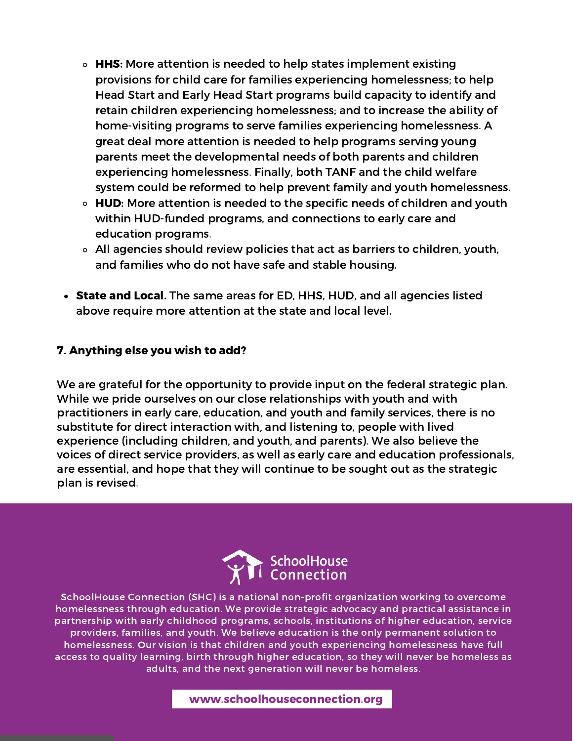- **HHS**: More attention is needed to help states implement existing provisions for child care for families experiencing homelessness; to help Head Start and Early Head Start programs build capacity to identify and retain children experiencing homelessness; and to increase the ability of home-visiting programs to serve families experiencing homelessness. A great deal more attention is needed to help programs serving young parents meet the developmental needs of both parents and children experiencing homelessness. Finally, both TANF and the child welfare system could be reformed to help prevent family and youth homelessness.
   - **HUD**: More attention is needed to the specific needs of children and youth within HUD-funded programs, and connections to early care and education programs.
   - All agencies should review policies that act as barriers to children, youth, and families who do not have safe and stable housing.

- **State and Local.** The same areas for ED, HHS, HUD, and all agencies listed above require more attention at the state and local level.

**7. Anything else you wish to add?**

We are grateful for the opportunity to provide input on the federal strategic plan. While we pride ourselves on our close relationships with youth and with practitioners in early care, education, and youth and family services, there is no substitute for direct interaction with, and listening to, people with lived experience (including children, and youth, and parents). We also believe the voices of direct service providers, as well as early care and education professionals, are essential, and hope that they will continue to be sought out as the strategic plan is revised.

SchoolHouse Connection

SchoolHouse Connection (SHC) is a national non-profit organization working to overcome homelessness through education. We provide strategic advocacy and practical assistance in partnership with early childhood programs, schools, institutions of higher education, service providers, families, and youth. We believe education is the only permanent solution to homelessness. Our vision is that children and youth experiencing homelessness have full access to quality learning, birth through higher education, so they will never be homeless as adults, and the next generation will never be homeless.

www.schoolhouseconnection.org